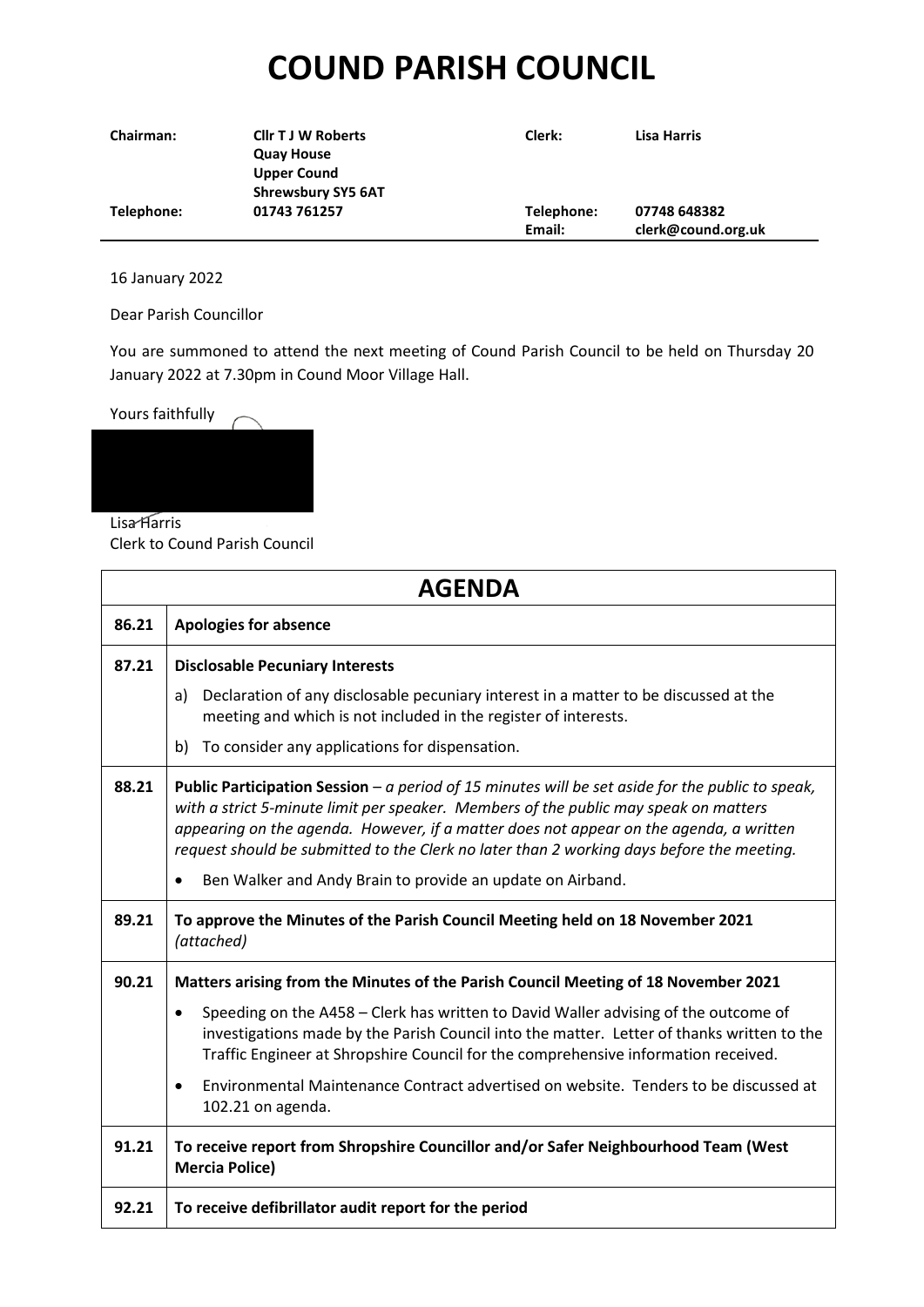# COUND PARISH COUNCIL

| Chairman: | Cllr T J W Roberts<br>Quay House<br>Upper Cound<br>Shrewsbury SY5 6AT | Clerk: | Lisa Harris |
|---|---|---|---|
| Telephone: | 01743 761257 | Telephone:<br>Email: | 07748 648382<br>clerk@cound.org.uk |

16 January 2022

Dear Parish Councillor

You are summoned to attend the next meeting of Cound Parish Council to be held on Thursday 20 January 2022 at 7.30pm in Cound Moor Village Hall.

Yours faithfully

Lisa Harris
Clerk to Cound Parish Council

## AGENDA

| | |
|---|---|
| 86.21 | **Apologies for absence** |
| 87.21 | **Disclosable Pecuniary Interests**<br>a) Declaration of any disclosable pecuniary interest in a matter to be discussed at the meeting and which is not included in the register of interests.<br>b) To consider any applications for dispensation. |
| 88.21 | **Public Participation Session** – *a period of 15 minutes will be set aside for the public to speak, with a strict 5-minute limit per speaker. Members of the public may speak on matters appearing on the agenda. However, if a matter does not appear on the agenda, a written request should be submitted to the Clerk no later than 2 working days before the meeting.*<br>• Ben Walker and Andy Brain to provide an update on Airband. |
| 89.21 | **To approve the Minutes of the Parish Council Meeting held on 18 November 2021** *(attached)* |
| 90.21 | **Matters arising from the Minutes of the Parish Council Meeting of 18 November 2021**<br>• Speeding on the A458 – Clerk has written to David Waller advising of the outcome of investigations made by the Parish Council into the matter. Letter of thanks written to the Traffic Engineer at Shropshire Council for the comprehensive information received.<br>• Environmental Maintenance Contract advertised on website. Tenders to be discussed at 102.21 on agenda. |
| 91.21 | **To receive report from Shropshire Councillor and/or Safer Neighbourhood Team (West Mercia Police)** |
| 92.21 | **To receive defibrillator audit report for the period** |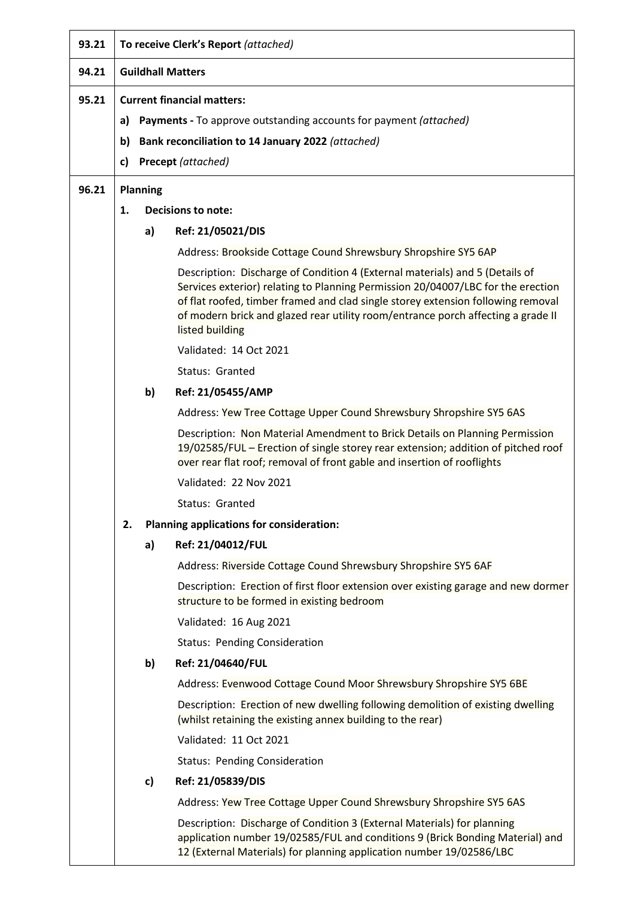| | |
|---|---|
| **93.21** | **To receive Clerk's Report** *(attached)* |
| **94.21** | **Guildhall Matters** |
| **95.21** | **Current financial matters:**<br>**a) Payments -** To approve outstanding accounts for payment *(attached)*<br>**b) Bank reconciliation to 14 January 2022** *(attached)*<br>**c) Precept** *(attached)* |
| **96.21** | **Planning**<br>**1. Decisions to note:**<br>**a) Ref: 21/05021/DIS**<br>Address: Brookside Cottage Cound Shrewsbury Shropshire SY5 6AP<br>Description: Discharge of Condition 4 (External materials) and 5 (Details of Services exterior) relating to Planning Permission 20/04007/LBC for the erection of flat roofed, timber framed and clad single storey extension following removal of modern brick and glazed rear utility room/entrance porch affecting a grade II listed building<br>Validated: 14 Oct 2021<br>Status: Granted<br>**b) Ref: 21/05455/AMP**<br>Address: Yew Tree Cottage Upper Cound Shrewsbury Shropshire SY5 6AS<br>Description: Non Material Amendment to Brick Details on Planning Permission 19/02585/FUL – Erection of single storey rear extension; addition of pitched roof over rear flat roof; removal of front gable and insertion of rooflights<br>Validated: 22 Nov 2021<br>Status: Granted<br>**2. Planning applications for consideration:**<br>**a) Ref: 21/04012/FUL**<br>Address: Riverside Cottage Cound Shrewsbury Shropshire SY5 6AF<br>Description: Erection of first floor extension over existing garage and new dormer structure to be formed in existing bedroom<br>Validated: 16 Aug 2021<br>Status: Pending Consideration<br>**b) Ref: 21/04640/FUL**<br>Address: Evenwood Cottage Cound Moor Shrewsbury Shropshire SY5 6BE<br>Description: Erection of new dwelling following demolition of existing dwelling (whilst retaining the existing annex building to the rear)<br>Validated: 11 Oct 2021<br>Status: Pending Consideration<br>**c) Ref: 21/05839/DIS**<br>Address: Yew Tree Cottage Upper Cound Shrewsbury Shropshire SY5 6AS<br>Description: Discharge of Condition 3 (External Materials) for planning application number 19/02585/FUL and conditions 9 (Brick Bonding Material) and 12 (External Materials) for planning application number 19/02586/LBC |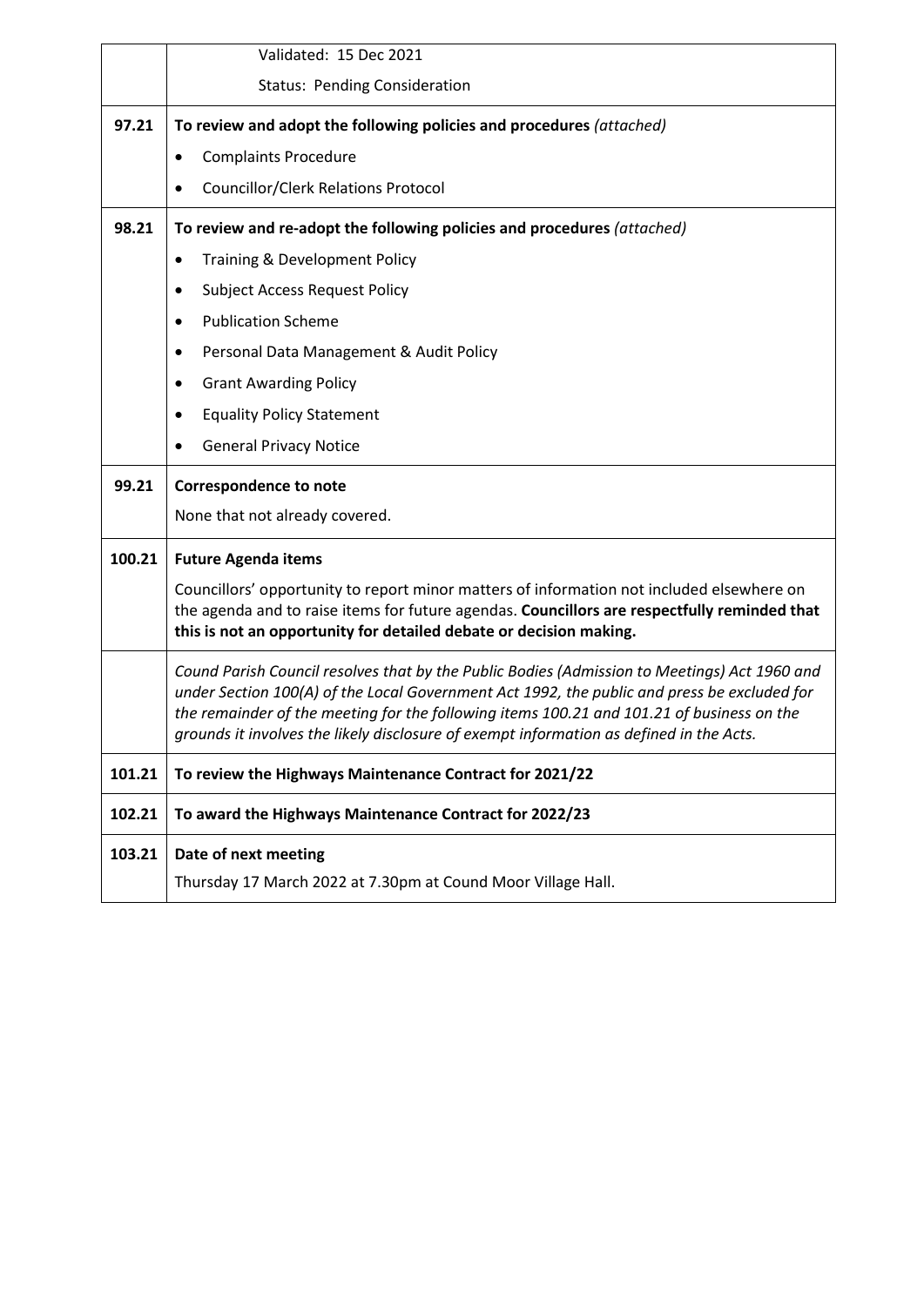| | |
|---|---|
| | Validated: 15 Dec 2021<br>Status: Pending Consideration |
| **97.21** | **To review and adopt the following policies and procedures** *(attached)*<br>• Complaints Procedure<br>• Councillor/Clerk Relations Protocol |
| **98.21** | **To review and re-adopt the following policies and procedures** *(attached)*<br>• Training & Development Policy<br>• Subject Access Request Policy<br>• Publication Scheme<br>• Personal Data Management & Audit Policy<br>• Grant Awarding Policy<br>• Equality Policy Statement<br>• General Privacy Notice |
| **99.21** | **Correspondence to note**<br>None that not already covered. |
| **100.21** | **Future Agenda items**<br>Councillors' opportunity to report minor matters of information not included elsewhere on the agenda and to raise items for future agendas. **Councillors are respectfully reminded that this is not an opportunity for detailed debate or decision making.** |
| | *Cound Parish Council resolves that by the Public Bodies (Admission to Meetings) Act 1960 and under Section 100(A) of the Local Government Act 1992, the public and press be excluded for the remainder of the meeting for the following items 100.21 and 101.21 of business on the grounds it involves the likely disclosure of exempt information as defined in the Acts.* |
| **101.21** | **To review the Highways Maintenance Contract for 2021/22** |
| **102.21** | **To award the Highways Maintenance Contract for 2022/23** |
| **103.21** | **Date of next meeting**<br>Thursday 17 March 2022 at 7.30pm at Cound Moor Village Hall. |